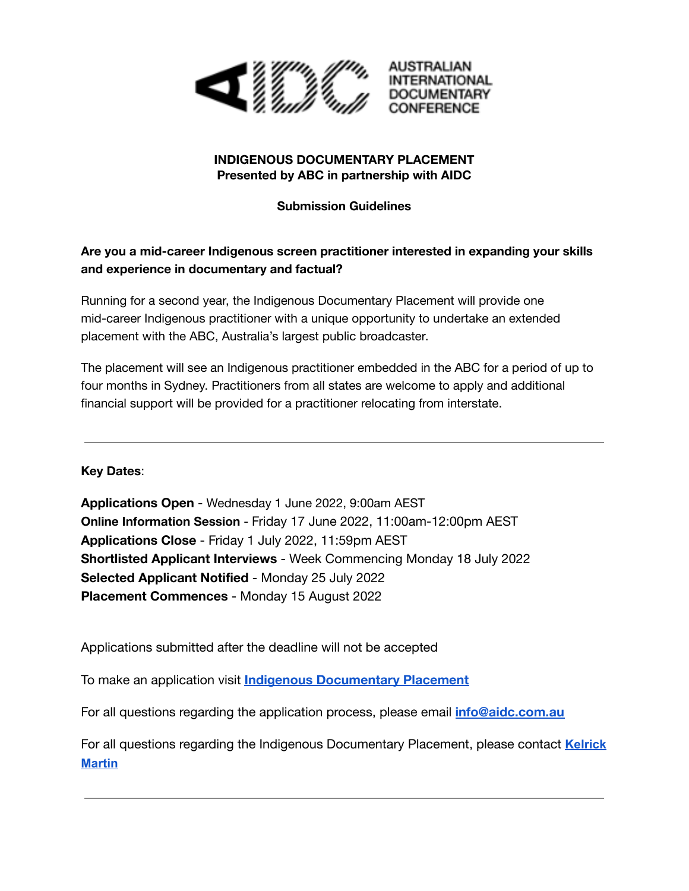AUSTRALIAN INTERNATIONAL DOCUMENTARY CONFERENCE

**INDIGENOUS DOCUMENTARY PLACEMENT**
**Presented by ABC in partnership with AIDC**

**Submission Guidelines**

**Are you a mid-career Indigenous screen practitioner interested in expanding your skills and experience in documentary and factual?**

Running for a second year, the Indigenous Documentary Placement will provide one mid-career Indigenous practitioner with a unique opportunity to undertake an extended placement with the ABC, Australia's largest public broadcaster.

The placement will see an Indigenous practitioner embedded in the ABC for a period of up to four months in Sydney. Practitioners from all states are welcome to apply and additional financial support will be provided for a practitioner relocating from interstate.

---

**Key Dates**:

**Applications Open** - Wednesday 1 June 2022, 9:00am AEST
**Online Information Session** - Friday 17 June 2022, 11:00am-12:00pm AEST
**Applications Close** - Friday 1 July 2022, 11:59pm AEST
**Shortlisted Applicant Interviews** - Week Commencing Monday 18 July 2022
**Selected Applicant Notified** - Monday 25 July 2022
**Placement Commences** - Monday 15 August 2022

Applications submitted after the deadline will not be accepted

To make an application visit **Indigenous Documentary Placement**

For all questions regarding the application process, please email **info@aidc.com.au**

For all questions regarding the Indigenous Documentary Placement, please contact **Kelrick Martin**

---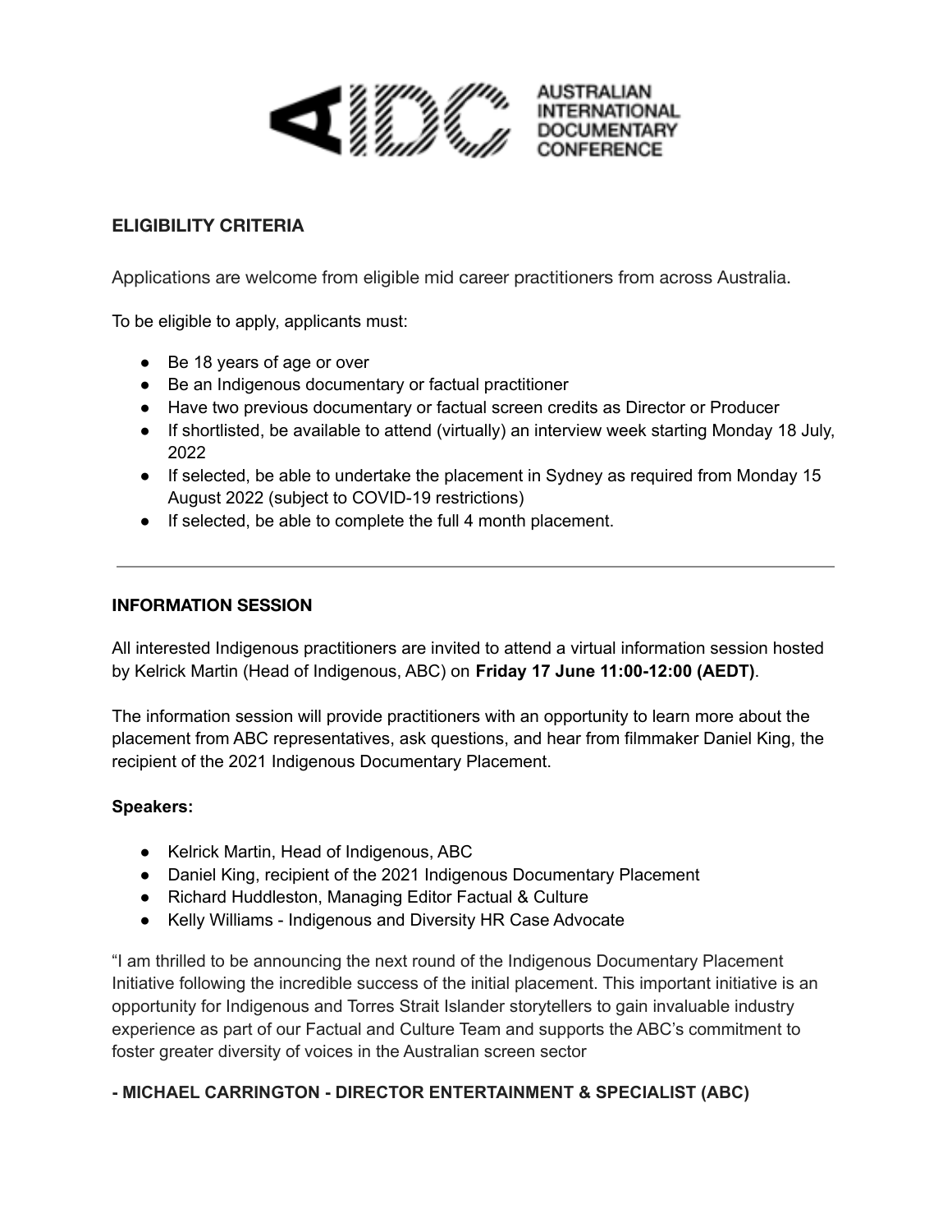## ELIGIBILITY CRITERIA

Applications are welcome from eligible mid career practitioners from across Australia.

To be eligible to apply, applicants must:

- Be 18 years of age or over
- Be an Indigenous documentary or factual practitioner
- Have two previous documentary or factual screen credits as Director or Producer
- If shortlisted, be available to attend (virtually) an interview week starting Monday 18 July, 2022
- If selected, be able to undertake the placement in Sydney as required from Monday 15 August 2022 (subject to COVID-19 restrictions)
- If selected, be able to complete the full 4 month placement.

---

## INFORMATION SESSION

All interested Indigenous practitioners are invited to attend a virtual information session hosted by Kelrick Martin (Head of Indigenous, ABC) on **Friday 17 June 11:00-12:00 (AEDT)**.

The information session will provide practitioners with an opportunity to learn more about the placement from ABC representatives, ask questions, and hear from filmmaker Daniel King, the recipient of the 2021 Indigenous Documentary Placement.

**Speakers:**

- Kelrick Martin, Head of Indigenous, ABC
- Daniel King, recipient of the 2021 Indigenous Documentary Placement
- Richard Huddleston, Managing Editor Factual & Culture
- Kelly Williams - Indigenous and Diversity HR Case Advocate

"I am thrilled to be announcing the next round of the Indigenous Documentary Placement Initiative following the incredible success of the initial placement. This important initiative is an opportunity for Indigenous and Torres Strait Islander storytellers to gain invaluable industry experience as part of our Factual and Culture Team and supports the ABC's commitment to foster greater diversity of voices in the Australian screen sector

**- MICHAEL CARRINGTON - DIRECTOR ENTERTAINMENT & SPECIALIST (ABC)**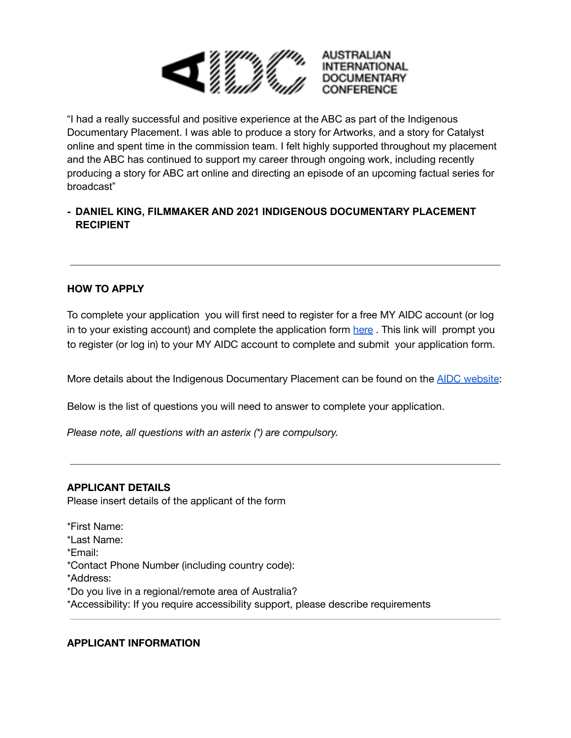AIDC AUSTRALIAN INTERNATIONAL DOCUMENTARY CONFERENCE

"I had a really successful and positive experience at the ABC as part of the Indigenous Documentary Placement. I was able to produce a story for Artworks, and a story for Catalyst online and spent time in the commission team. I felt highly supported throughout my placement and the ABC has continued to support my career through ongoing work, including recently producing a story for ABC art online and directing an episode of an upcoming factual series for broadcast"

- **DANIEL KING, FILMMAKER AND 2021 INDIGENOUS DOCUMENTARY PLACEMENT RECIPIENT**

---

**HOW TO APPLY**

To complete your application you will first need to register for a free MY AIDC account (or log in to your existing account) and complete the application form here . This link will prompt you to register (or log in) to your MY AIDC account to complete and submit your application form.

More details about the Indigenous Documentary Placement can be found on the AIDC website:

Below is the list of questions you will need to answer to complete your application.

*Please note, all questions with an asterix (*) are compulsory.*

---

**APPLICANT DETAILS**

Please insert details of the applicant of the form

*First Name:
*Last Name:
*Email:
*Contact Phone Number (including country code):
*Address:
*Do you live in a regional/remote area of Australia?
*Accessibility: If you require accessibility support, please describe requirements

---

**APPLICANT INFORMATION**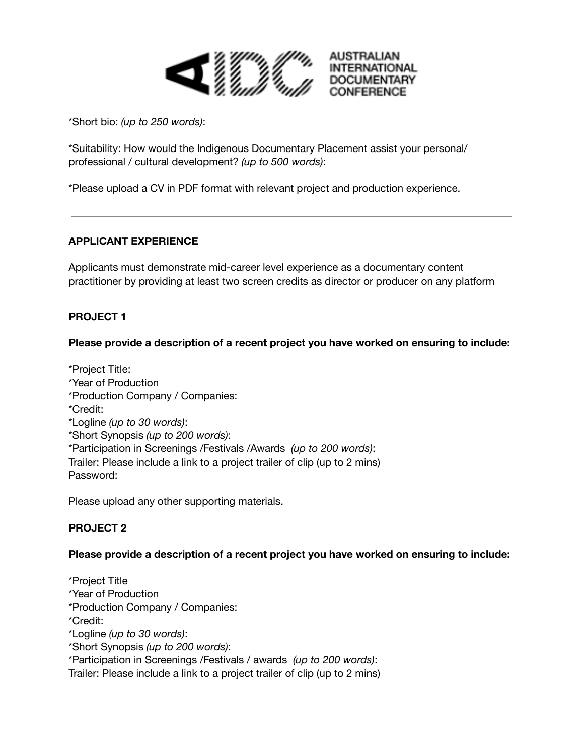*Short bio: *(up to 250 words)*:

*Suitability: How would the Indigenous Documentary Placement assist your personal/ professional / cultural development? *(up to 500 words)*:

*Please upload a CV in PDF format with relevant project and production experience.

---

**APPLICANT EXPERIENCE**

Applicants must demonstrate mid-career level experience as a documentary content practitioner by providing at least two screen credits as director or producer on any platform

**PROJECT 1**

**Please provide a description of a recent project you have worked on ensuring to include:**

*Project Title:
*Year of Production
*Production Company / Companies:
*Credit:
*Logline *(up to 30 words)*:
*Short Synopsis *(up to 200 words)*:
*Participation in Screenings /Festivals /Awards *(up to 200 words)*:
Trailer: Please include a link to a project trailer of clip (up to 2 mins)
Password:

Please upload any other supporting materials.

**PROJECT 2**

**Please provide a description of a recent project you have worked on ensuring to include:**

*Project Title
*Year of Production
*Production Company / Companies:
*Credit:
*Logline *(up to 30 words)*:
*Short Synopsis *(up to 200 words)*:
*Participation in Screenings /Festivals / awards *(up to 200 words)*:
Trailer: Please include a link to a project trailer of clip (up to 2 mins)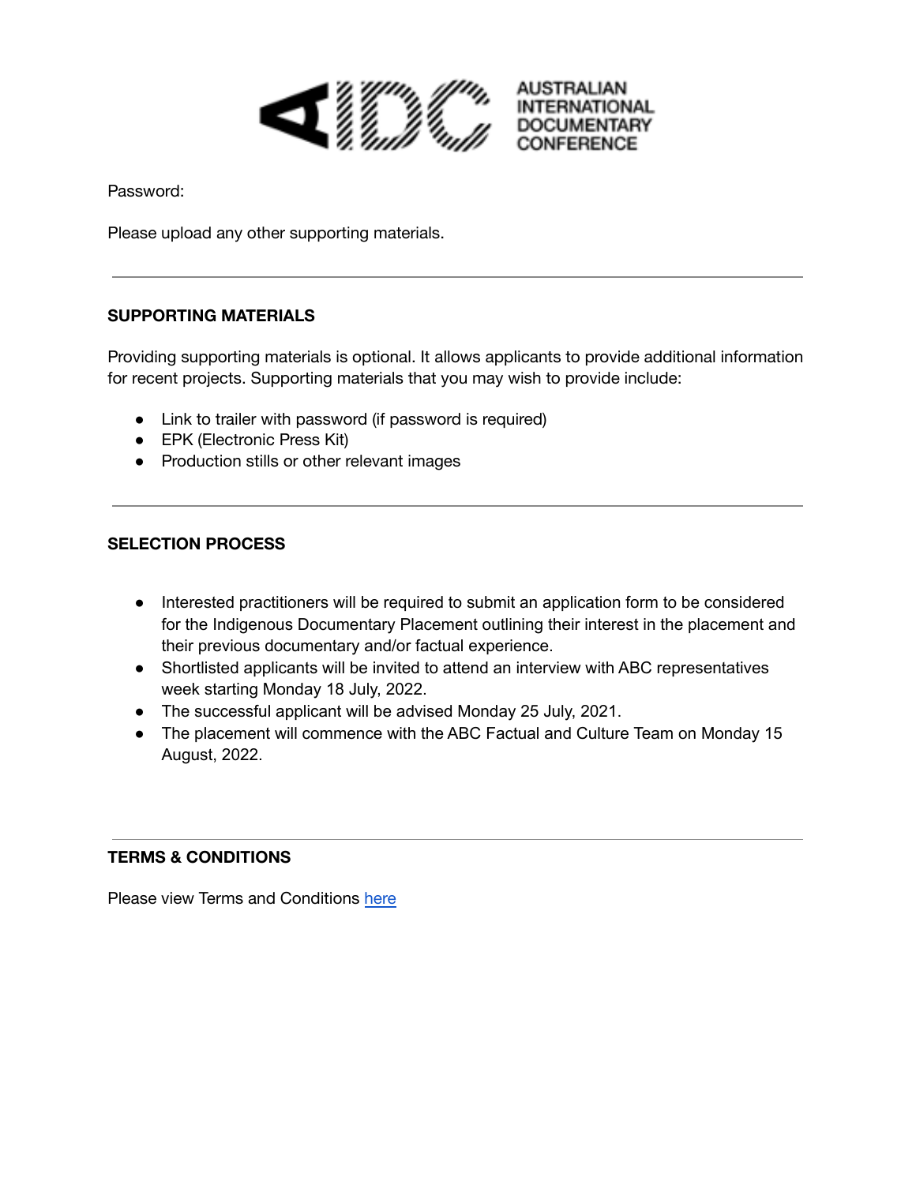Password:

Please upload any other supporting materials.

---

**SUPPORTING MATERIALS**

Providing supporting materials is optional. It allows applicants to provide additional information for recent projects. Supporting materials that you may wish to provide include:

- Link to trailer with password (if password is required)
- EPK (Electronic Press Kit)
- Production stills or other relevant images

---

**SELECTION PROCESS**

- Interested practitioners will be required to submit an application form to be considered for the Indigenous Documentary Placement outlining their interest in the placement and their previous documentary and/or factual experience.
- Shortlisted applicants will be invited to attend an interview with ABC representatives week starting Monday 18 July, 2022.
- The successful applicant will be advised Monday 25 July, 2021.
- The placement will commence with the ABC Factual and Culture Team on Monday 15 August, 2022.

---

**TERMS & CONDITIONS**

Please view Terms and Conditions here